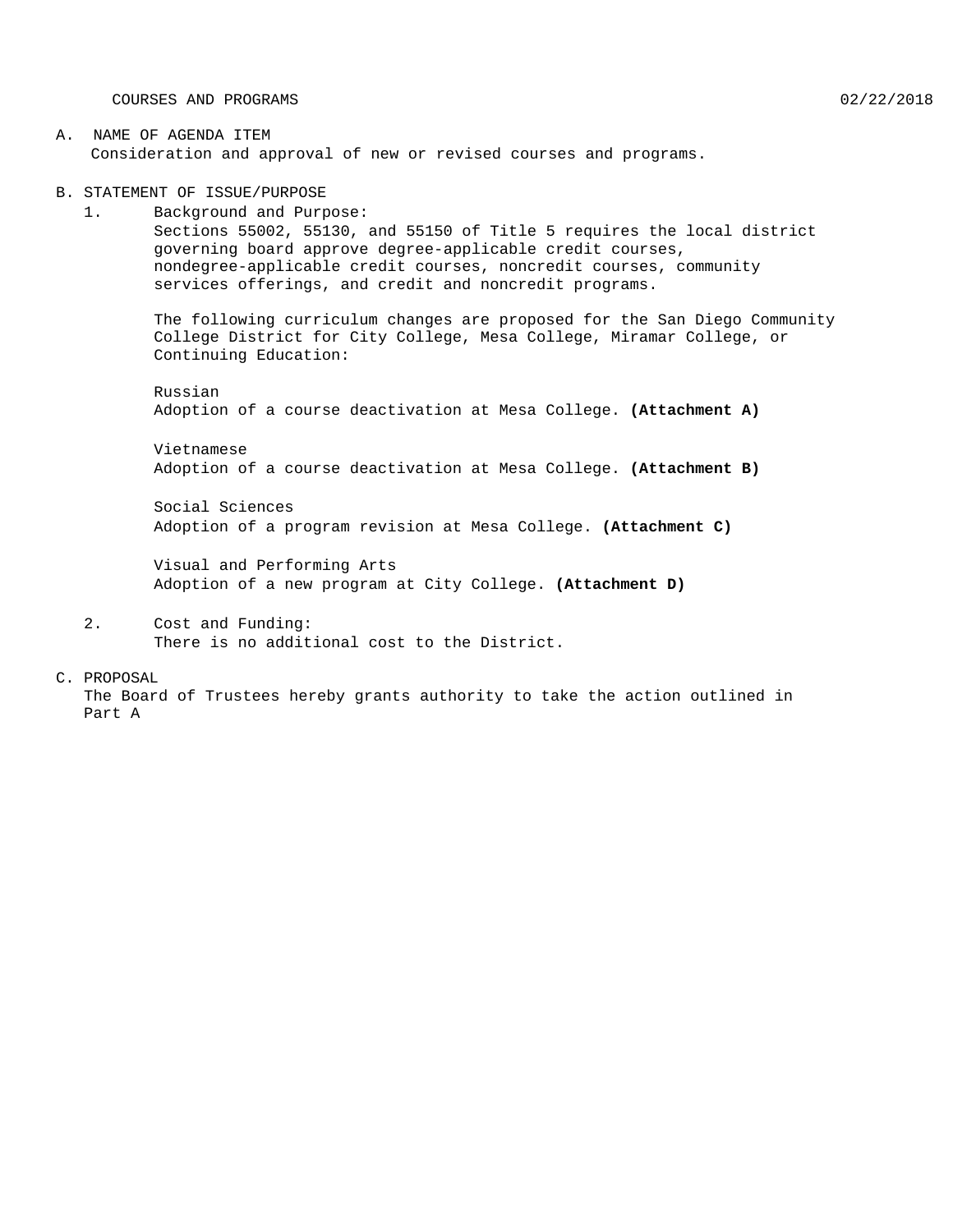COURSES AND PROGRAMS 02/22/2018

A. NAME OF AGENDA ITEM

Consideration and approval of new or revised courses and programs.

B. STATEMENT OF ISSUE/PURPOSE

1. Background and Purpose:

   Sections 55002, 55130, and 55150 of Title 5 requires the local district governing board approve degree-applicable credit courses, nondegree-applicable credit courses, noncredit courses, community services offerings, and credit and noncredit programs.

   The following curriculum changes are proposed for the San Diego Community College District for City College, Mesa College, Miramar College, or Continuing Education:

   Russian
   Adoption of a course deactivation at Mesa College. **(Attachment A)**

   Vietnamese
   Adoption of a course deactivation at Mesa College. **(Attachment B)**

   Social Sciences
   Adoption of a program revision at Mesa College. **(Attachment C)**

   Visual and Performing Arts
   Adoption of a new program at City College. **(Attachment D)**

2. Cost and Funding:

   There is no additional cost to the District.

C. PROPOSAL

The Board of Trustees hereby grants authority to take the action outlined in Part A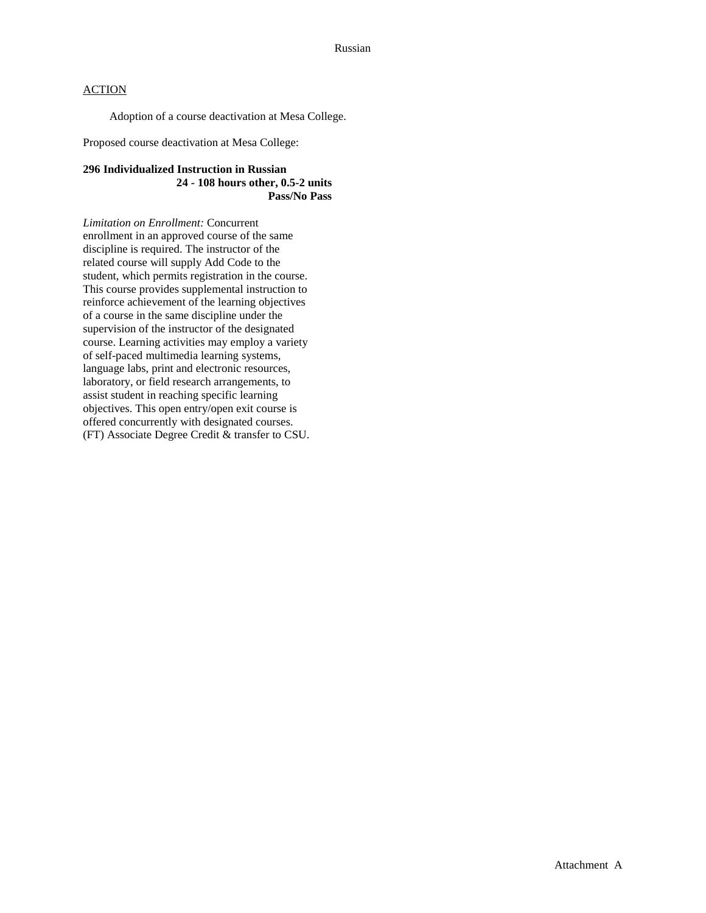Russian

ACTION

Adoption of a course deactivation at Mesa College.

Proposed course deactivation at Mesa College:

**296 Individualized Instruction in Russian**
**24 - 108 hours other, 0.5-2 units**
**Pass/No Pass**

*Limitation on Enrollment:* Concurrent enrollment in an approved course of the same discipline is required. The instructor of the related course will supply Add Code to the student, which permits registration in the course. This course provides supplemental instruction to reinforce achievement of the learning objectives of a course in the same discipline under the supervision of the instructor of the designated course. Learning activities may employ a variety of self-paced multimedia learning systems, language labs, print and electronic resources, laboratory, or field research arrangements, to assist student in reaching specific learning objectives. This open entry/open exit course is offered concurrently with designated courses. (FT) Associate Degree Credit & transfer to CSU.

Attachment A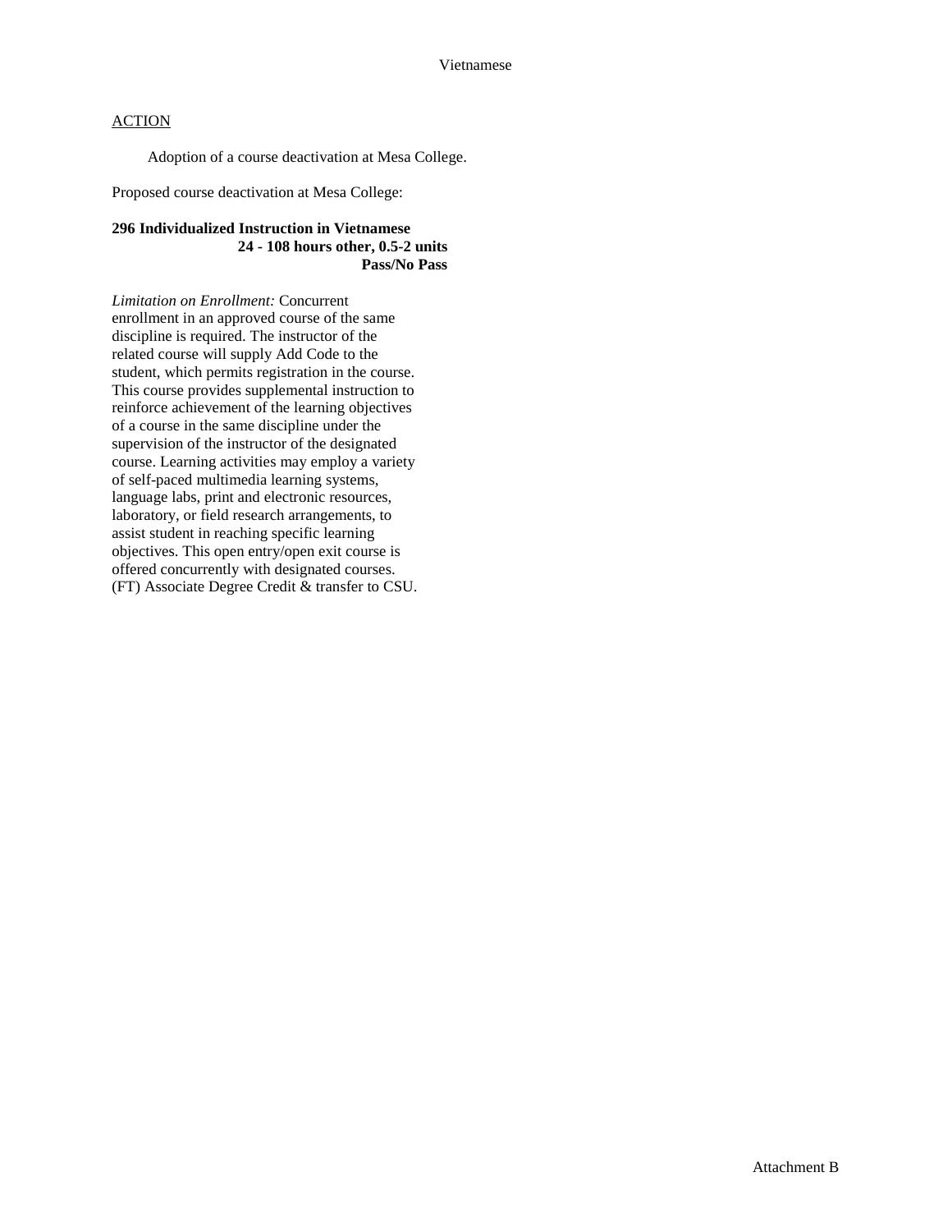Vietnamese

ACTION

Adoption of a course deactivation at Mesa College.

Proposed course deactivation at Mesa College:

**296 Individualized Instruction in Vietnamese**
**24 - 108 hours other, 0.5-2 units**
**Pass/No Pass**

*Limitation on Enrollment:* Concurrent enrollment in an approved course of the same discipline is required. The instructor of the related course will supply Add Code to the student, which permits registration in the course. This course provides supplemental instruction to reinforce achievement of the learning objectives of a course in the same discipline under the supervision of the instructor of the designated course. Learning activities may employ a variety of self-paced multimedia learning systems, language labs, print and electronic resources, laboratory, or field research arrangements, to assist student in reaching specific learning objectives. This open entry/open exit course is offered concurrently with designated courses. (FT) Associate Degree Credit & transfer to CSU.

Attachment B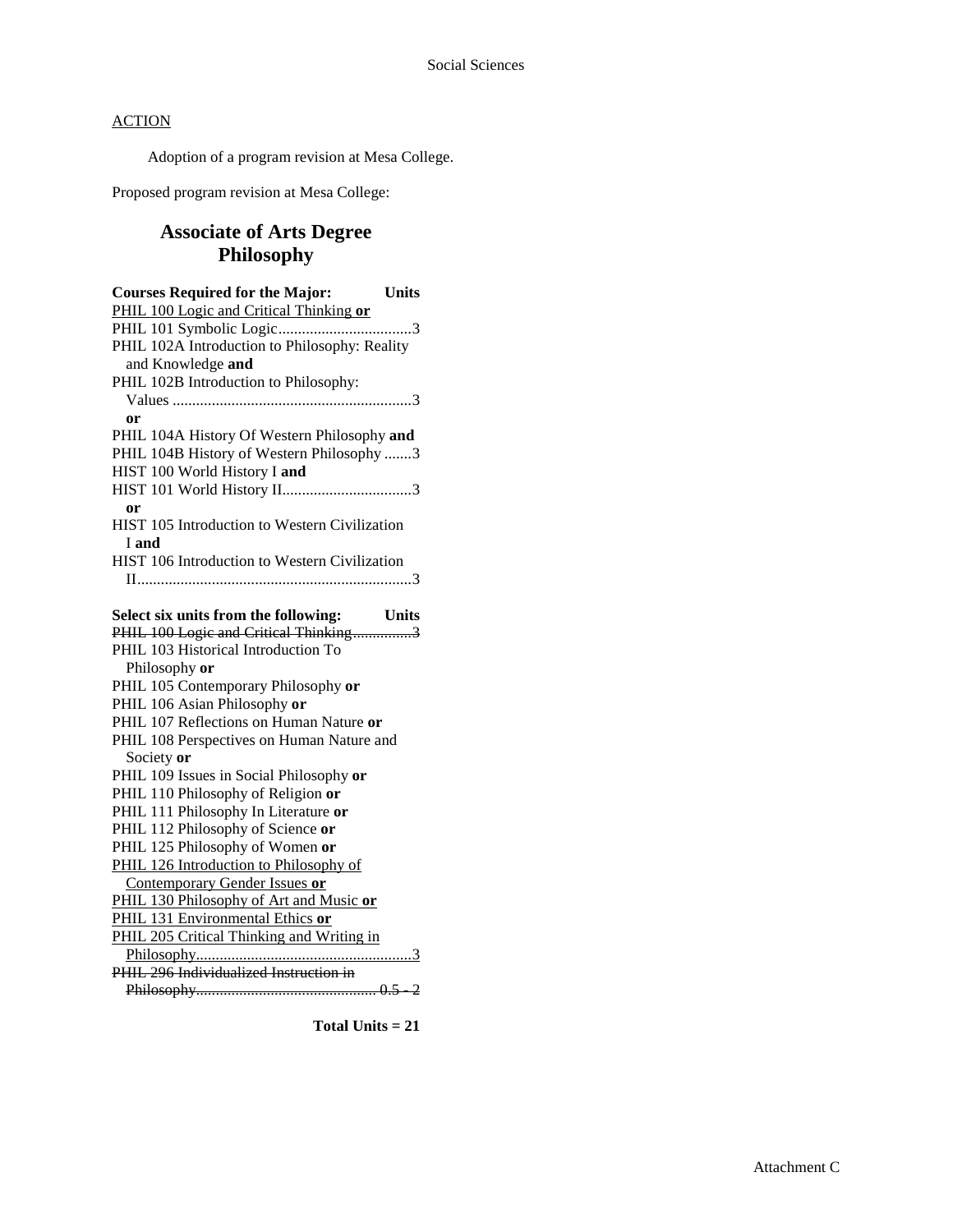ACTION

Adoption of a program revision at Mesa College.

Proposed program revision at Mesa College:

## Associate of Arts Degree
## Philosophy

**Courses Required for the Major:** **Units**

<u>PHIL 100 Logic and Critical Thinking **or**</u>
PHIL 101 Symbolic Logic..................................3
PHIL 102A Introduction to Philosophy: Reality and Knowledge **and**
PHIL 102B Introduction to Philosophy: Values ............................................................3
**or**
PHIL 104A History Of Western Philosophy **and**
PHIL 104B History of Western Philosophy .......3
HIST 100 World History I **and**
HIST 101 World History II.................................3
**or**
HIST 105 Introduction to Western Civilization I **and**
HIST 106 Introduction to Western Civilization II......................................................................3

**Select six units from the following:** **Units**

~~PHIL 100 Logic and Critical Thinking...............3~~
PHIL 103 Historical Introduction To Philosophy **or**
PHIL 105 Contemporary Philosophy **or**
PHIL 106 Asian Philosophy **or**
PHIL 107 Reflections on Human Nature **or**
PHIL 108 Perspectives on Human Nature and Society **or**
PHIL 109 Issues in Social Philosophy **or**
PHIL 110 Philosophy of Religion **or**
PHIL 111 Philosophy In Literature **or**
PHIL 112 Philosophy of Science **or**
PHIL 125 Philosophy of Women **or**
<u>PHIL 126 Introduction to Philosophy of Contemporary Gender Issues **or**</u>
<u>PHIL 130 Philosophy of Art and Music **or**</u>
<u>PHIL 131 Environmental Ethics **or**</u>
<u>PHIL 205 Critical Thinking and Writing in Philosophy.......................................................3</u>
~~PHIL 296 Individualized Instruction in Philosophy............................................. 0.5 - 2~~

**Total Units = 21**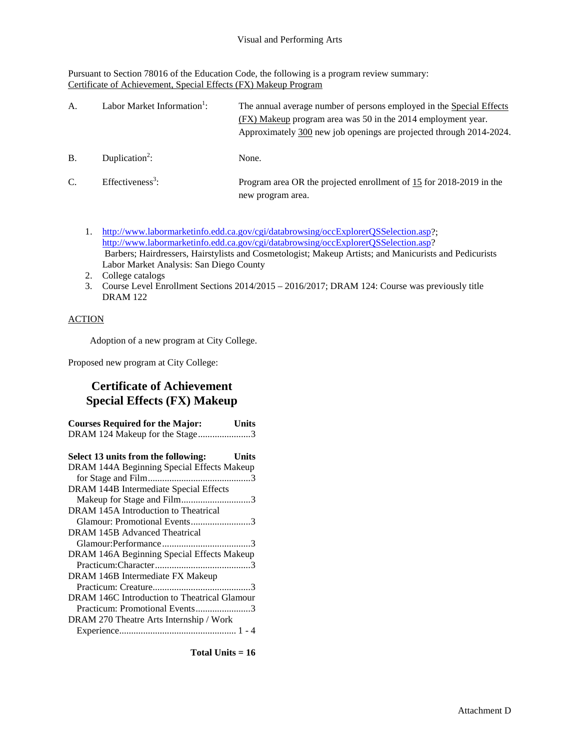Visual and Performing Arts

Pursuant to Section 78016 of the Education Code, the following is a program review summary:
Certificate of Achievement, Special Effects (FX) Makeup Program

| | | |
|---|---|---|
| A. | Labor Market Information[1]: | The annual average number of persons employed in the Special Effects (FX) Makeup program area was 50 in the 2014 employment year. Approximately 300 new job openings are projected through 2014-2024. |
| B. | Duplication[2]: | None. |
| C. | Effectiveness[3]: | Program area OR the projected enrollment of 15 for 2018-2019 in the new program area. |

1. http://www.labormarketinfo.edd.ca.gov/cgi/databrowsing/occExplorerQSSelection.asp?; http://www.labormarketinfo.edd.ca.gov/cgi/databrowsing/occExplorerQSSelection.asp? Barbers; Hairdressers, Hairstylists and Cosmetologist; Makeup Artists; and Manicurists and Pedicurists Labor Market Analysis: San Diego County
2. College catalogs
3. Course Level Enrollment Sections 2014/2015 – 2016/2017; DRAM 124: Course was previously title DRAM 122

ACTION

Adoption of a new program at City College.

Proposed new program at City College:

## Certificate of Achievement Special Effects (FX) Makeup

| **Courses Required for the Major:** | **Units** |
|---|---|
| DRAM 124 Makeup for the Stage | 3 |

| **Select 13 units from the following:** | **Units** |
|---|---|
| DRAM 144A Beginning Special Effects Makeup for Stage and Film | 3 |
| DRAM 144B Intermediate Special Effects Makeup for Stage and Film | 3 |
| DRAM 145A Introduction to Theatrical Glamour: Promotional Events | 3 |
| DRAM 145B Advanced Theatrical Glamour:Performance | 3 |
| DRAM 146A Beginning Special Effects Makeup Practicum:Character | 3 |
| DRAM 146B Intermediate FX Makeup Practicum: Creature | 3 |
| DRAM 146C Introduction to Theatrical Glamour Practicum: Promotional Events | 3 |
| DRAM 270 Theatre Arts Internship / Work Experience | 1 - 4 |

**Total Units = 16**

Attachment D